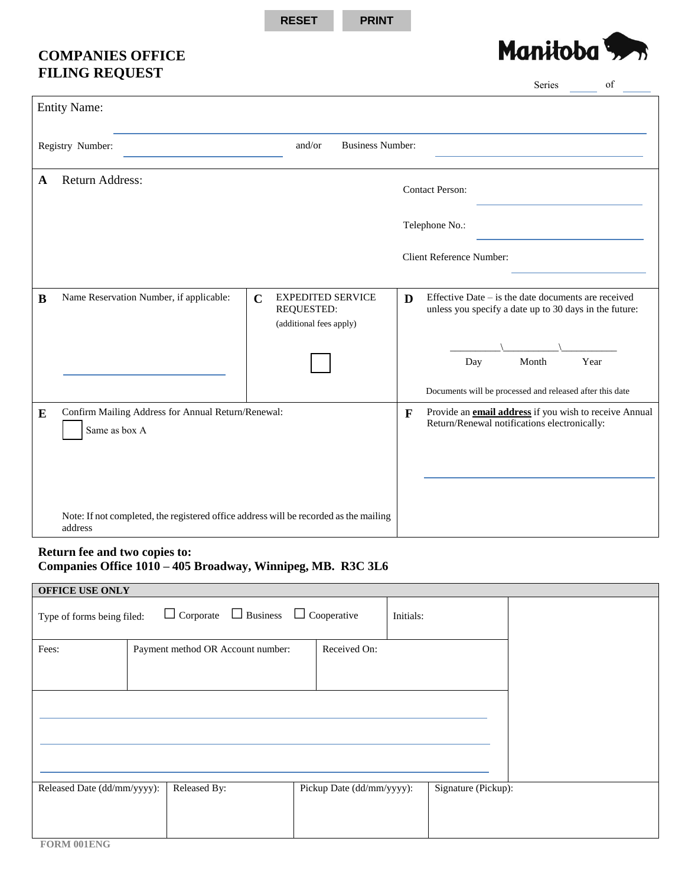RESET PRINT

# COMPANIES OFFICE FILING REQUEST

Manitoba

Series ______ of ______

Entity Name: ______________________________

Registry Number: ______________ and/or Business Number: ______________

**A** Return Address:

Contact Person: ______________

Telephone No.: ______________

Client Reference Number: ______________

**B** Name Reservation Number, if applicable: ______________

**C** EXPEDITED SERVICE REQUESTED: (additional fees apply) ☐

**D** Effective Date – is the date documents are received unless you specify a date up to 30 days in the future:

_______\_______\_______
Day Month Year

Documents will be processed and released after this date

**E** Confirm Mailing Address for Annual Return/Renewal:

☐ Same as box A

Note: If not completed, the registered office address will be recorded as the mailing address

**F** Provide an **email address** if you wish to receive Annual Return/Renewal notifications electronically:

______________________________

**Return fee and two copies to:**
**Companies Office 1010 – 405 Broadway, Winnipeg, MB. R3C 3L6**

**OFFICE USE ONLY**

| Type of forms being filed: ☐ Corporate ☐ Business ☐ Cooperative | | Initials: |
|---|---|---|
| Fees: | Payment method OR Account number: | Received On: |

| Released Date (dd/mm/yyyy): | Released By: | Pickup Date (dd/mm/yyyy): | Signature (Pickup): |
|---|---|---|---|
| | | | |

FORM 001ENG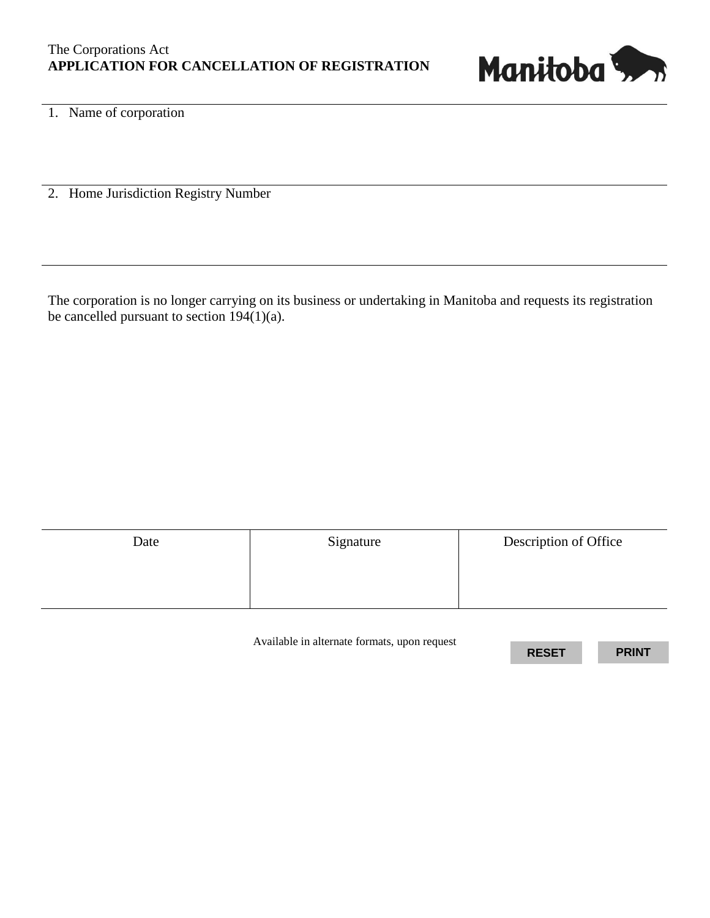The Corporations Act
**APPLICATION FOR CANCELLATION OF REGISTRATION**

Manitoba

1. Name of corporation

2. Home Jurisdiction Registry Number

The corporation is no longer carrying on its business or undertaking in Manitoba and requests its registration be cancelled pursuant to section 194(1)(a).

| Date | Signature | Description of Office |
| --- | --- | --- |
| | | |

Available in alternate formats, upon request

RESET PRINT